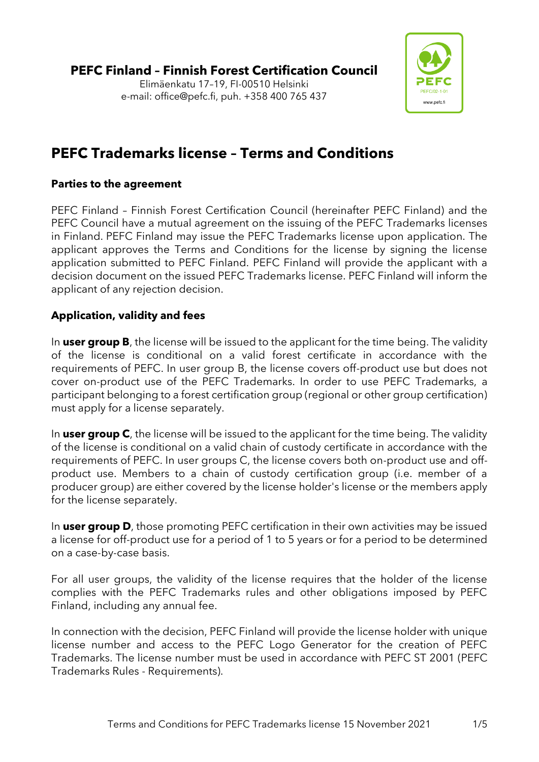**PEFC Finland – Finnish Forest Certification Council**
Elimäenkatu 17–19, FI-00510 Helsinki
e-mail: office@pefc.fi, puh. +358 400 765 437

# PEFC Trademarks license – Terms and Conditions

## Parties to the agreement

PEFC Finland – Finnish Forest Certification Council (hereinafter PEFC Finland) and the PEFC Council have a mutual agreement on the issuing of the PEFC Trademarks licenses in Finland. PEFC Finland may issue the PEFC Trademarks license upon application. The applicant approves the Terms and Conditions for the license by signing the license application submitted to PEFC Finland. PEFC Finland will provide the applicant with a decision document on the issued PEFC Trademarks license. PEFC Finland will inform the applicant of any rejection decision.

## Application, validity and fees

In **user group B**, the license will be issued to the applicant for the time being. The validity of the license is conditional on a valid forest certificate in accordance with the requirements of PEFC. In user group B, the license covers off-product use but does not cover on-product use of the PEFC Trademarks. In order to use PEFC Trademarks, a participant belonging to a forest certification group (regional or other group certification) must apply for a license separately.

In **user group C**, the license will be issued to the applicant for the time being. The validity of the license is conditional on a valid chain of custody certificate in accordance with the requirements of PEFC. In user groups C, the license covers both on-product use and off-product use. Members to a chain of custody certification group (i.e. member of a producer group) are either covered by the license holder's license or the members apply for the license separately.

In **user group D**, those promoting PEFC certification in their own activities may be issued a license for off-product use for a period of 1 to 5 years or for a period to be determined on a case-by-case basis.

For all user groups, the validity of the license requires that the holder of the license complies with the PEFC Trademarks rules and other obligations imposed by PEFC Finland, including any annual fee.

In connection with the decision, PEFC Finland will provide the license holder with unique license number and access to the PEFC Logo Generator for the creation of PEFC Trademarks. The license number must be used in accordance with PEFC ST 2001 (PEFC Trademarks Rules - Requirements).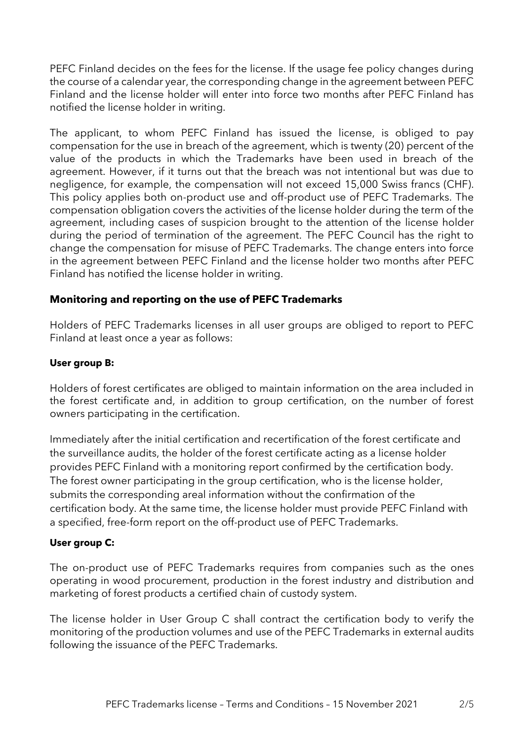PEFC Finland decides on the fees for the license. If the usage fee policy changes during the course of a calendar year, the corresponding change in the agreement between PEFC Finland and the license holder will enter into force two months after PEFC Finland has notified the license holder in writing.

The applicant, to whom PEFC Finland has issued the license, is obliged to pay compensation for the use in breach of the agreement, which is twenty (20) percent of the value of the products in which the Trademarks have been used in breach of the agreement. However, if it turns out that the breach was not intentional but was due to negligence, for example, the compensation will not exceed 15,000 Swiss francs (CHF). This policy applies both on-product use and off-product use of PEFC Trademarks. The compensation obligation covers the activities of the license holder during the term of the agreement, including cases of suspicion brought to the attention of the license holder during the period of termination of the agreement. The PEFC Council has the right to change the compensation for misuse of PEFC Trademarks. The change enters into force in the agreement between PEFC Finland and the license holder two months after PEFC Finland has notified the license holder in writing.

## Monitoring and reporting on the use of PEFC Trademarks

Holders of PEFC Trademarks licenses in all user groups are obliged to report to PEFC Finland at least once a year as follows:

### User group B:

Holders of forest certificates are obliged to maintain information on the area included in the forest certificate and, in addition to group certification, on the number of forest owners participating in the certification.

Immediately after the initial certification and recertification of the forest certificate and the surveillance audits, the holder of the forest certificate acting as a license holder provides PEFC Finland with a monitoring report confirmed by the certification body. The forest owner participating in the group certification, who is the license holder, submits the corresponding areal information without the confirmation of the certification body. At the same time, the license holder must provide PEFC Finland with a specified, free-form report on the off-product use of PEFC Trademarks.

### User group C:

The on-product use of PEFC Trademarks requires from companies such as the ones operating in wood procurement, production in the forest industry and distribution and marketing of forest products a certified chain of custody system.

The license holder in User Group C shall contract the certification body to verify the monitoring of the production volumes and use of the PEFC Trademarks in external audits following the issuance of the PEFC Trademarks.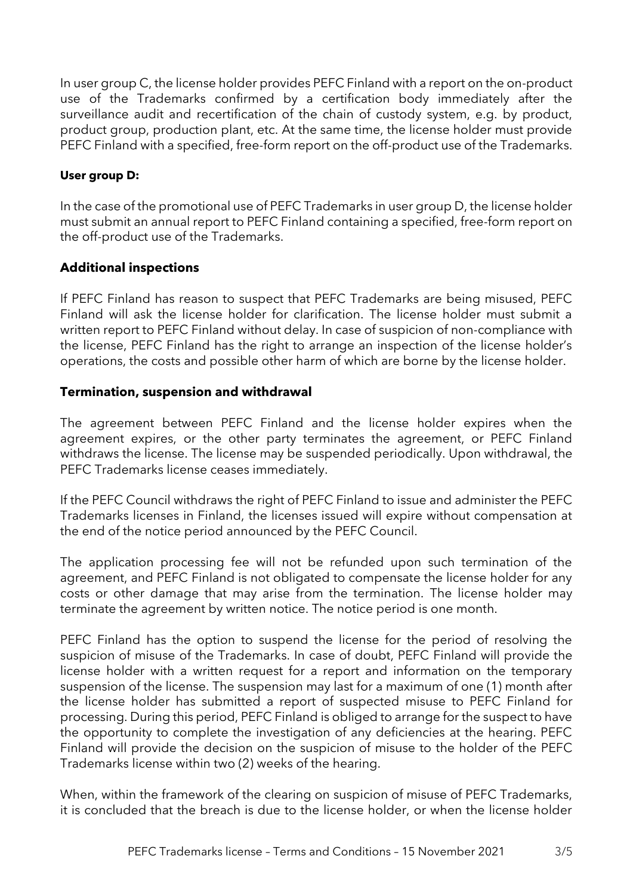In user group C, the license holder provides PEFC Finland with a report on the on-product use of the Trademarks confirmed by a certification body immediately after the surveillance audit and recertification of the chain of custody system, e.g. by product, product group, production plant, etc. At the same time, the license holder must provide PEFC Finland with a specified, free-form report on the off-product use of the Trademarks.

**User group D:**

In the case of the promotional use of PEFC Trademarks in user group D, the license holder must submit an annual report to PEFC Finland containing a specified, free-form report on the off-product use of the Trademarks.

## Additional inspections

If PEFC Finland has reason to suspect that PEFC Trademarks are being misused, PEFC Finland will ask the license holder for clarification. The license holder must submit a written report to PEFC Finland without delay. In case of suspicion of non-compliance with the license, PEFC Finland has the right to arrange an inspection of the license holder's operations, the costs and possible other harm of which are borne by the license holder.

## Termination, suspension and withdrawal

The agreement between PEFC Finland and the license holder expires when the agreement expires, or the other party terminates the agreement, or PEFC Finland withdraws the license. The license may be suspended periodically. Upon withdrawal, the PEFC Trademarks license ceases immediately.

If the PEFC Council withdraws the right of PEFC Finland to issue and administer the PEFC Trademarks licenses in Finland, the licenses issued will expire without compensation at the end of the notice period announced by the PEFC Council.

The application processing fee will not be refunded upon such termination of the agreement, and PEFC Finland is not obligated to compensate the license holder for any costs or other damage that may arise from the termination. The license holder may terminate the agreement by written notice. The notice period is one month.

PEFC Finland has the option to suspend the license for the period of resolving the suspicion of misuse of the Trademarks. In case of doubt, PEFC Finland will provide the license holder with a written request for a report and information on the temporary suspension of the license. The suspension may last for a maximum of one (1) month after the license holder has submitted a report of suspected misuse to PEFC Finland for processing. During this period, PEFC Finland is obliged to arrange for the suspect to have the opportunity to complete the investigation of any deficiencies at the hearing. PEFC Finland will provide the decision on the suspicion of misuse to the holder of the PEFC Trademarks license within two (2) weeks of the hearing.

When, within the framework of the clearing on suspicion of misuse of PEFC Trademarks, it is concluded that the breach is due to the license holder, or when the license holder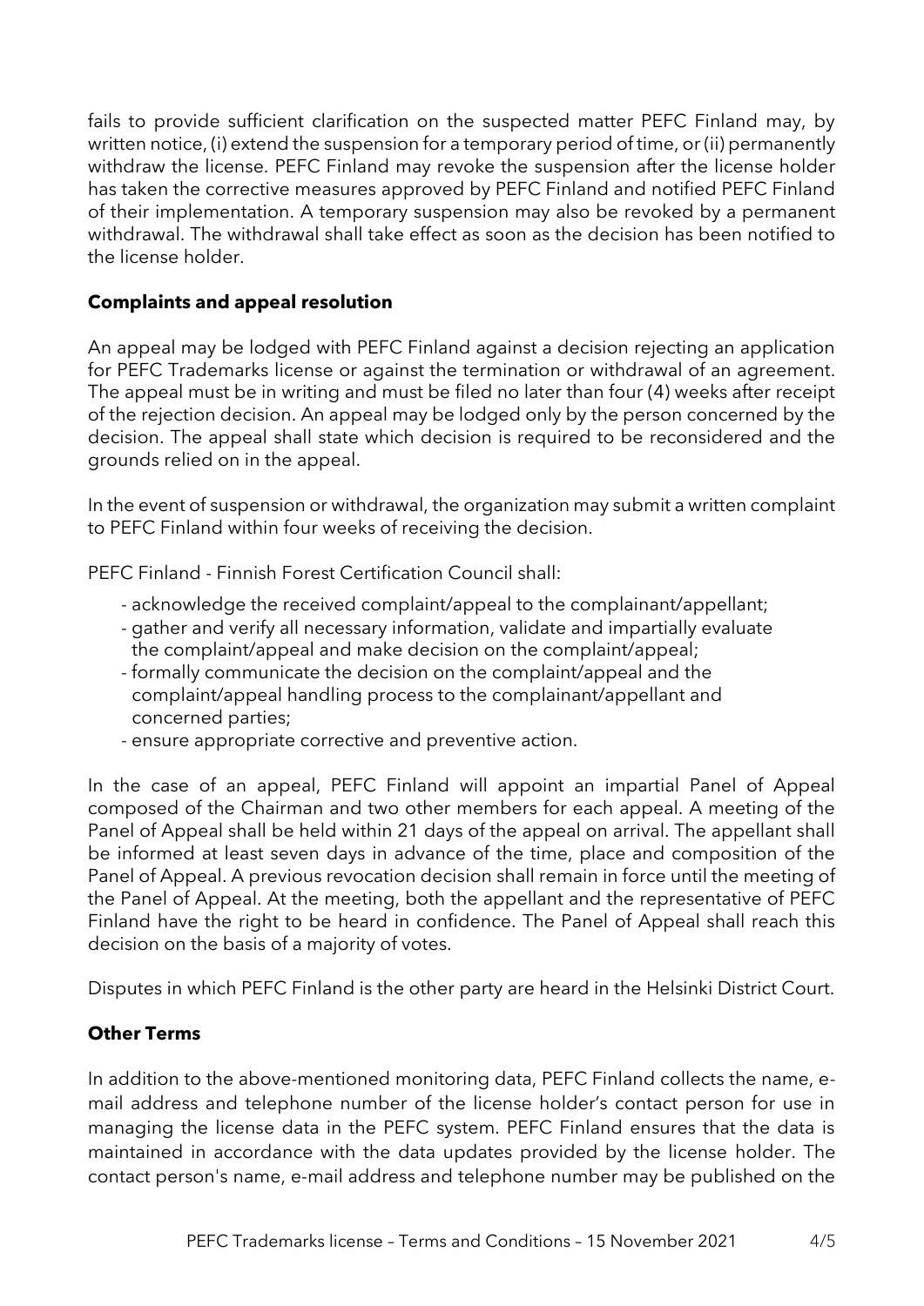fails to provide sufficient clarification on the suspected matter PEFC Finland may, by written notice, (i) extend the suspension for a temporary period of time, or (ii) permanently withdraw the license. PEFC Finland may revoke the suspension after the license holder has taken the corrective measures approved by PEFC Finland and notified PEFC Finland of their implementation. A temporary suspension may also be revoked by a permanent withdrawal. The withdrawal shall take effect as soon as the decision has been notified to the license holder.

**Complaints and appeal resolution**

An appeal may be lodged with PEFC Finland against a decision rejecting an application for PEFC Trademarks license or against the termination or withdrawal of an agreement. The appeal must be in writing and must be filed no later than four (4) weeks after receipt of the rejection decision. An appeal may be lodged only by the person concerned by the decision. The appeal shall state which decision is required to be reconsidered and the grounds relied on in the appeal.

In the event of suspension or withdrawal, the organization may submit a written complaint to PEFC Finland within four weeks of receiving the decision.

PEFC Finland - Finnish Forest Certification Council shall:

- acknowledge the received complaint/appeal to the complainant/appellant;
- gather and verify all necessary information, validate and impartially evaluate the complaint/appeal and make decision on the complaint/appeal;
- formally communicate the decision on the complaint/appeal and the complaint/appeal handling process to the complainant/appellant and concerned parties;
- ensure appropriate corrective and preventive action.

In the case of an appeal, PEFC Finland will appoint an impartial Panel of Appeal composed of the Chairman and two other members for each appeal. A meeting of the Panel of Appeal shall be held within 21 days of the appeal on arrival. The appellant shall be informed at least seven days in advance of the time, place and composition of the Panel of Appeal. A previous revocation decision shall remain in force until the meeting of the Panel of Appeal. At the meeting, both the appellant and the representative of PEFC Finland have the right to be heard in confidence. The Panel of Appeal shall reach this decision on the basis of a majority of votes.

Disputes in which PEFC Finland is the other party are heard in the Helsinki District Court.

**Other Terms**

In addition to the above-mentioned monitoring data, PEFC Finland collects the name, e-mail address and telephone number of the license holder's contact person for use in managing the license data in the PEFC system. PEFC Finland ensures that the data is maintained in accordance with the data updates provided by the license holder. The contact person's name, e-mail address and telephone number may be published on the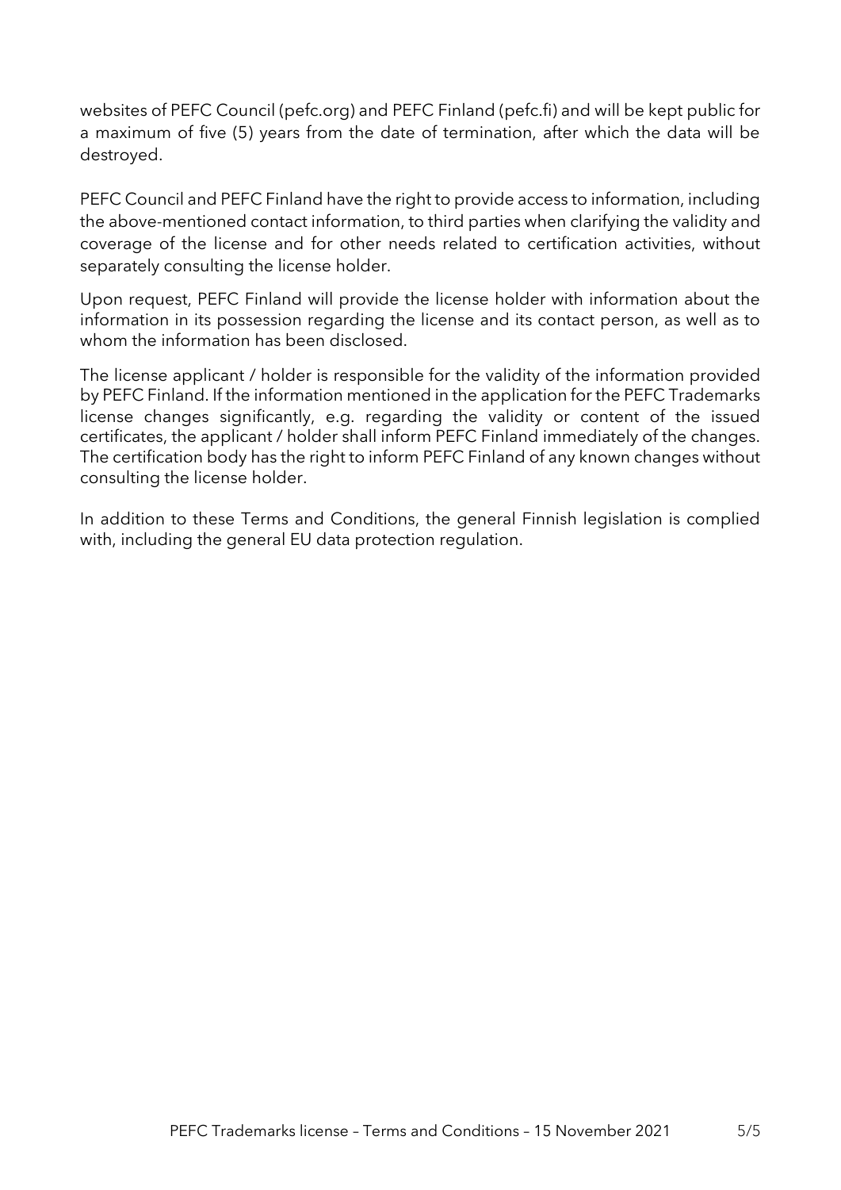websites of PEFC Council (pefc.org) and PEFC Finland (pefc.fi) and will be kept public for a maximum of five (5) years from the date of termination, after which the data will be destroyed.

PEFC Council and PEFC Finland have the right to provide access to information, including the above-mentioned contact information, to third parties when clarifying the validity and coverage of the license and for other needs related to certification activities, without separately consulting the license holder.

Upon request, PEFC Finland will provide the license holder with information about the information in its possession regarding the license and its contact person, as well as to whom the information has been disclosed.

The license applicant / holder is responsible for the validity of the information provided by PEFC Finland. If the information mentioned in the application for the PEFC Trademarks license changes significantly, e.g. regarding the validity or content of the issued certificates, the applicant / holder shall inform PEFC Finland immediately of the changes. The certification body has the right to inform PEFC Finland of any known changes without consulting the license holder.

In addition to these Terms and Conditions, the general Finnish legislation is complied with, including the general EU data protection regulation.